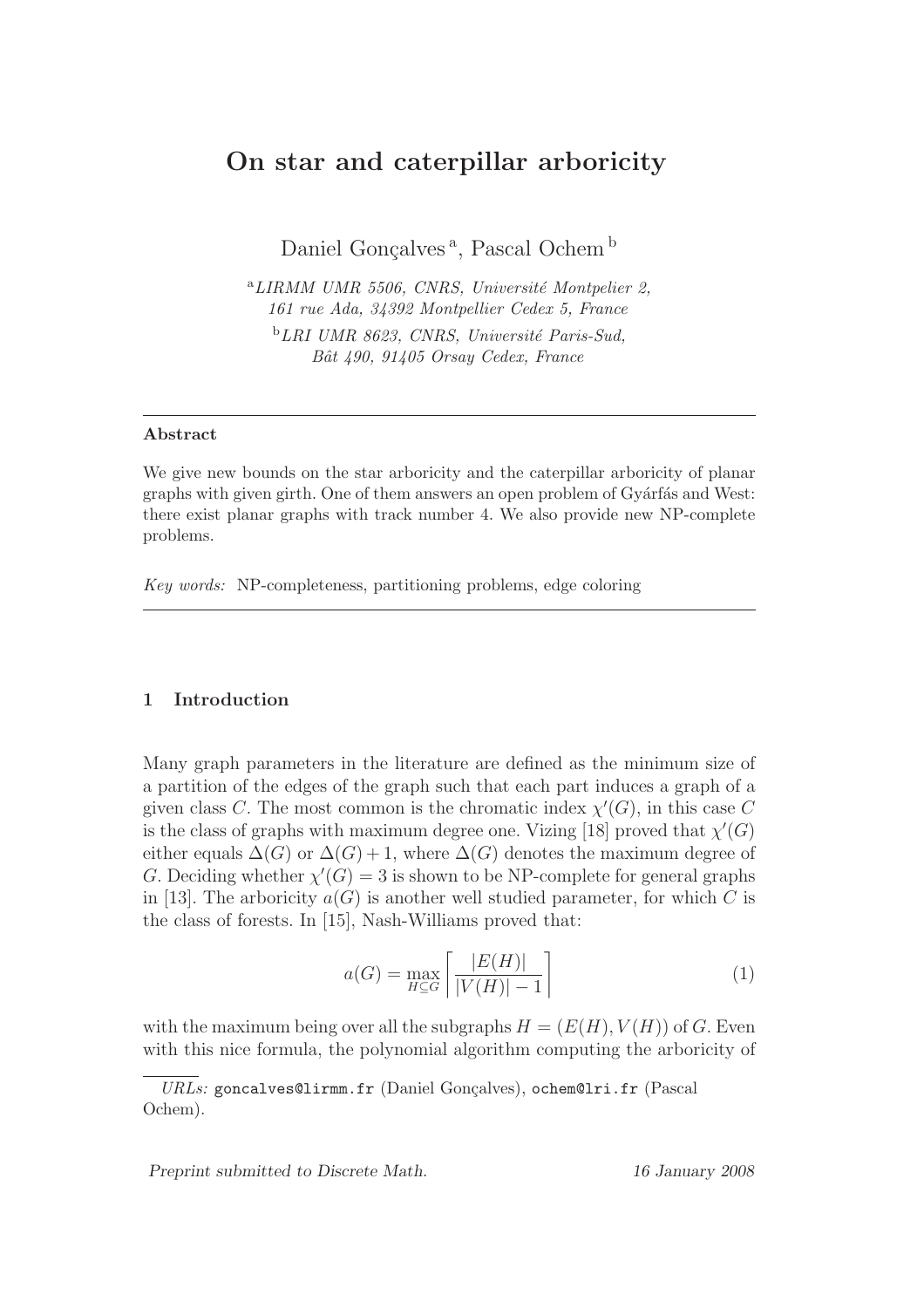# On star and caterpillar arboricity

Daniel Gonçalves [a], Pascal Ochem [b]

[a] *LIRMM UMR 5506, CNRS, Université Montpelier 2, 161 rue Ada, 34392 Montpellier Cedex 5, France*

[b] *LRI UMR 8623, CNRS, Université Paris-Sud, Bât 490, 91405 Orsay Cedex, France*

---

**Abstract**

We give new bounds on the star arboricity and the caterpillar arboricity of planar graphs with given girth. One of them answers an open problem of Gyárfás and West: there exist planar graphs with track number 4. We also provide new NP-complete problems.

*Key words:* NP-completeness, partitioning problems, edge coloring

---

## 1 Introduction

Many graph parameters in the literature are defined as the minimum size of a partition of the edges of the graph such that each part induces a graph of a given class $C$. The most common is the chromatic index $\chi'(G)$, in this case $C$ is the class of graphs with maximum degree one. Vizing [18] proved that $\chi'(G)$ either equals $\Delta(G)$ or $\Delta(G) + 1$, where $\Delta(G)$ denotes the maximum degree of $G$. Deciding whether $\chi'(G) = 3$ is shown to be NP-complete for general graphs in [13]. The arboricity $a(G)$ is another well studied parameter, for which $C$ is the class of forests. In [15], Nash-Williams proved that:

$$a(G) = \max_{H \subseteq G} \left\lceil \frac{|E(H)|}{|V(H)| - 1} \right\rceil \tag{1}$$

with the maximum being over all the subgraphs $H = (E(H), V(H))$ of $G$. Even with this nice formula, the polynomial algorithm computing the arboricity of

---

*URLs:* goncalves@lirmm.fr (Daniel Gonçalves), ochem@lri.fr (Pascal Ochem).

*Preprint submitted to Discrete Math.* *16 January 2008*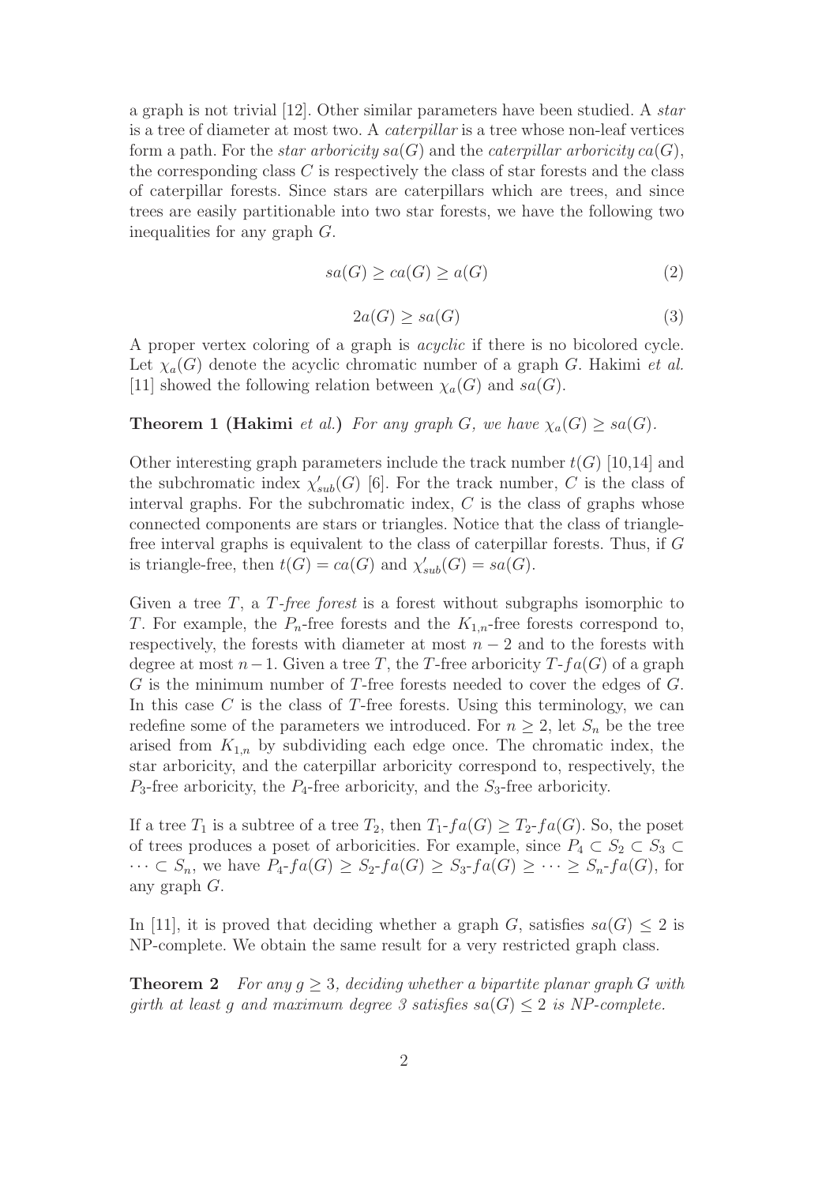a graph is not trivial [12]. Other similar parameters have been studied. A *star* is a tree of diameter at most two. A *caterpillar* is a tree whose non-leaf vertices form a path. For the *star arboricity* $sa(G)$ and the *caterpillar arboricity* $ca(G)$, the corresponding class $C$ is respectively the class of star forests and the class of caterpillar forests. Since stars are caterpillars which are trees, and since trees are easily partitionable into two star forests, we have the following two inequalities for any graph $G$.

$$sa(G) \geq ca(G) \geq a(G) \tag{2}$$

$$2a(G) \geq sa(G) \tag{3}$$

A proper vertex coloring of a graph is *acyclic* if there is no bicolored cycle. Let $\chi_a(G)$ denote the acyclic chromatic number of a graph $G$. Hakimi *et al.* [11] showed the following relation between $\chi_a(G)$ and $sa(G)$.

**Theorem 1 (Hakimi** *et al.***)** *For any graph $G$, we have $\chi_a(G) \geq sa(G)$.*

Other interesting graph parameters include the track number $t(G)$ [10,14] and the subchromatic index $\chi'_{sub}(G)$ [6]. For the track number, $C$ is the class of interval graphs. For the subchromatic index, $C$ is the class of graphs whose connected components are stars or triangles. Notice that the class of triangle-free interval graphs is equivalent to the class of caterpillar forests. Thus, if $G$ is triangle-free, then $t(G) = ca(G)$ and $\chi'_{sub}(G) = sa(G)$.

Given a tree $T$, a *$T$-free forest* is a forest without subgraphs isomorphic to $T$. For example, the $P_n$-free forests and the $K_{1,n}$-free forests correspond to, respectively, the forests with diameter at most $n-2$ and to the forests with degree at most $n-1$. Given a tree $T$, the $T$-free arboricity $T\text{-}fa(G)$ of a graph $G$ is the minimum number of $T$-free forests needed to cover the edges of $G$. In this case $C$ is the class of $T$-free forests. Using this terminology, we can redefine some of the parameters we introduced. For $n \geq 2$, let $S_n$ be the tree arised from $K_{1,n}$ by subdividing each edge once. The chromatic index, the star arboricity, and the caterpillar arboricity correspond to, respectively, the $P_3$-free arboricity, the $P_4$-free arboricity, and the $S_3$-free arboricity.

If a tree $T_1$ is a subtree of a tree $T_2$, then $T_1\text{-}fa(G) \geq T_2\text{-}fa(G)$. So, the poset of trees produces a poset of arboricities. For example, since $P_4 \subset S_2 \subset S_3 \subset \cdots \subset S_n$, we have $P_4\text{-}fa(G) \geq S_2\text{-}fa(G) \geq S_3\text{-}fa(G) \geq \cdots \geq S_n\text{-}fa(G)$, for any graph $G$.

In [11], it is proved that deciding whether a graph $G$, satisfies $sa(G) \leq 2$ is NP-complete. We obtain the same result for a very restricted graph class.

**Theorem 2** *For any $g \geq 3$, deciding whether a bipartite planar graph $G$ with girth at least $g$ and maximum degree 3 satisfies $sa(G) \leq 2$ is NP-complete.*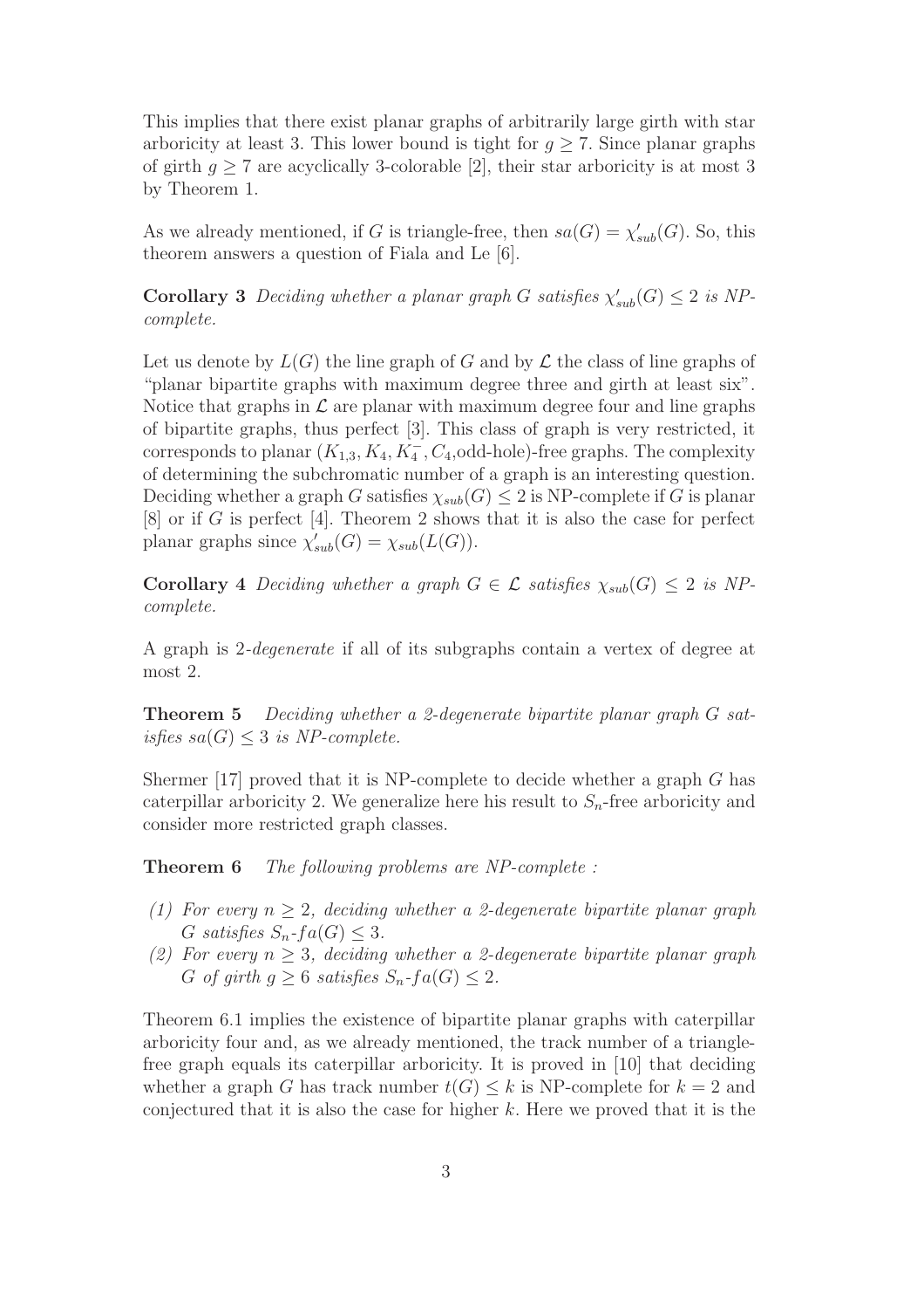This implies that there exist planar graphs of arbitrarily large girth with star arboricity at least 3. This lower bound is tight for $g \geq 7$. Since planar graphs of girth $g \geq 7$ are acyclically 3-colorable [2], their star arboricity is at most 3 by Theorem 1.

As we already mentioned, if $G$ is triangle-free, then $sa(G) = \chi'_{sub}(G)$. So, this theorem answers a question of Fiala and Le [6].

**Corollary 3** *Deciding whether a planar graph $G$ satisfies $\chi'_{sub}(G) \leq 2$ is NP-complete.*

Let us denote by $L(G)$ the line graph of $G$ and by $\mathcal{L}$ the class of line graphs of "planar bipartite graphs with maximum degree three and girth at least six". Notice that graphs in $\mathcal{L}$ are planar with maximum degree four and line graphs of bipartite graphs, thus perfect [3]. This class of graph is very restricted, it corresponds to planar ($K_{1,3}, K_4, K_4^-, C_4$,odd-hole)-free graphs. The complexity of determining the subchromatic number of a graph is an interesting question. Deciding whether a graph $G$ satisfies $\chi_{sub}(G) \leq 2$ is NP-complete if $G$ is planar [8] or if $G$ is perfect [4]. Theorem 2 shows that it is also the case for perfect planar graphs since $\chi'_{sub}(G) = \chi_{sub}(L(G))$.

**Corollary 4** *Deciding whether a graph $G \in \mathcal{L}$ satisfies $\chi_{sub}(G) \leq 2$ is NP-complete.*

A graph is 2-*degenerate* if all of its subgraphs contain a vertex of degree at most 2.

**Theorem 5** *Deciding whether a 2-degenerate bipartite planar graph $G$ satisfies $sa(G) \leq 3$ is NP-complete.*

Shermer [17] proved that it is NP-complete to decide whether a graph $G$ has caterpillar arboricity 2. We generalize here his result to $S_n$-free arboricity and consider more restricted graph classes.

**Theorem 6** *The following problems are NP-complete :*

*(1) For every $n \geq 2$, deciding whether a 2-degenerate bipartite planar graph $G$ satisfies $S_n$-$fa(G) \leq 3$.*
*(2) For every $n \geq 3$, deciding whether a 2-degenerate bipartite planar graph $G$ of girth $g \geq 6$ satisfies $S_n$-$fa(G) \leq 2$.*

Theorem 6.1 implies the existence of bipartite planar graphs with caterpillar arboricity four and, as we already mentioned, the track number of a triangle-free graph equals its caterpillar arboricity. It is proved in [10] that deciding whether a graph $G$ has track number $t(G) \leq k$ is NP-complete for $k = 2$ and conjectured that it is also the case for higher $k$. Here we proved that it is the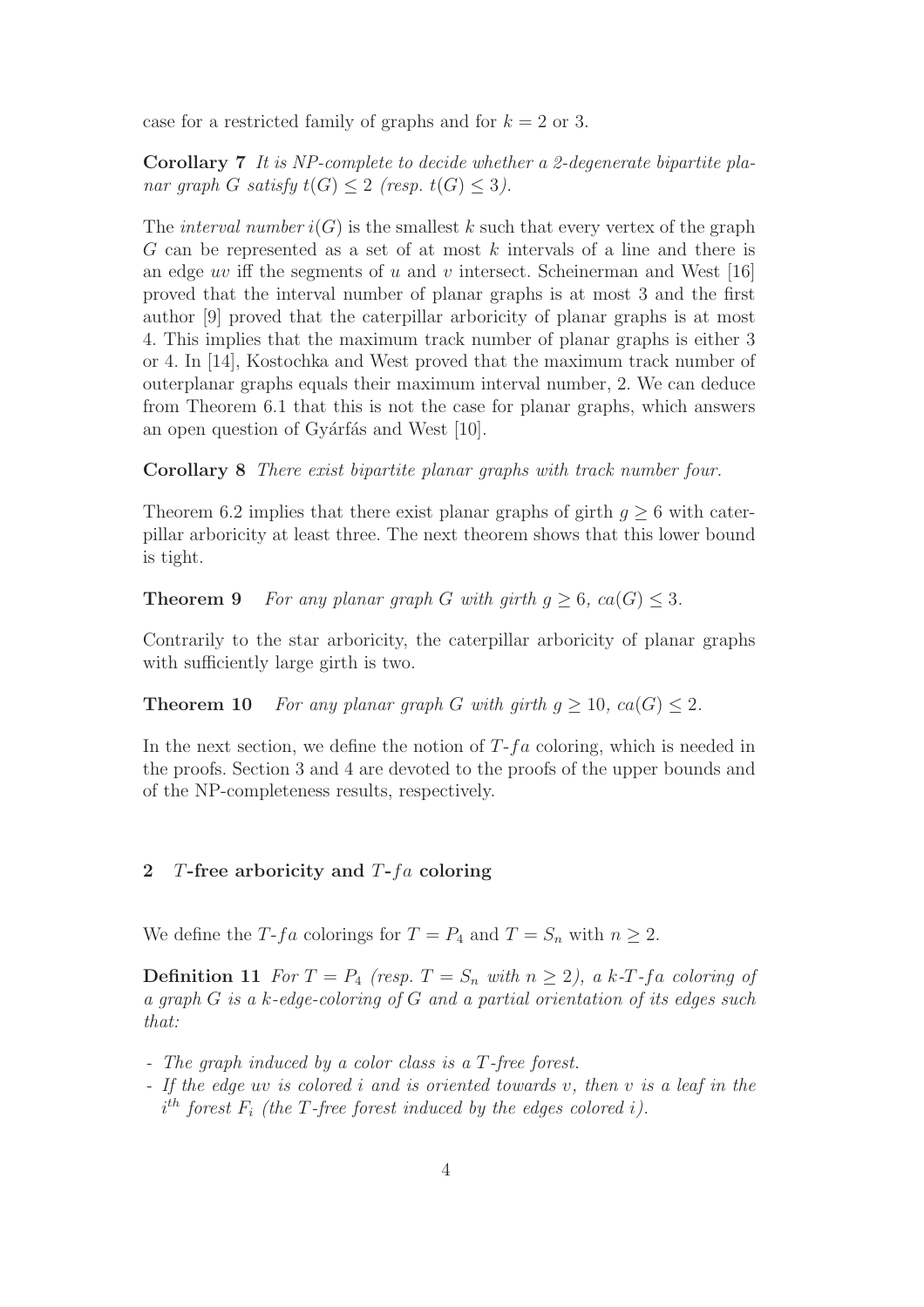case for a restricted family of graphs and for $k = 2$ or 3.

**Corollary 7** *It is NP-complete to decide whether a 2-degenerate bipartite planar graph $G$ satisfy $t(G) \leq 2$ (resp. $t(G) \leq 3$).*

The *interval number* $i(G)$ is the smallest $k$ such that every vertex of the graph $G$ can be represented as a set of at most $k$ intervals of a line and there is an edge $uv$ iff the segments of $u$ and $v$ intersect. Scheinerman and West [16] proved that the interval number of planar graphs is at most 3 and the first author [9] proved that the caterpillar arboricity of planar graphs is at most 4. This implies that the maximum track number of planar graphs is either 3 or 4. In [14], Kostochka and West proved that the maximum track number of outerplanar graphs equals their maximum interval number, 2. We can deduce from Theorem 6.1 that this is not the case for planar graphs, which answers an open question of Gyárfás and West [10].

**Corollary 8** *There exist bipartite planar graphs with track number four.*

Theorem 6.2 implies that there exist planar graphs of girth $g \geq 6$ with caterpillar arboricity at least three. The next theorem shows that this lower bound is tight.

**Theorem 9** *For any planar graph $G$ with girth $g \geq 6$, $ca(G) \leq 3$.*

Contrarily to the star arboricity, the caterpillar arboricity of planar graphs with sufficiently large girth is two.

**Theorem 10** *For any planar graph $G$ with girth $g \geq 10$, $ca(G) \leq 2$.*

In the next section, we define the notion of $T$-$fa$ coloring, which is needed in the proofs. Section 3 and 4 are devoted to the proofs of the upper bounds and of the NP-completeness results, respectively.

## 2 $T$-free arboricity and $T$-$fa$ coloring

We define the $T$-$fa$ colorings for $T = P_4$ and $T = S_n$ with $n \geq 2$.

**Definition 11** *For $T = P_4$ (resp. $T = S_n$ with $n \geq 2$), a $k$-$T$-$fa$ coloring of a graph $G$ is a $k$-edge-coloring of $G$ and a partial orientation of its edges such that:*

- *The graph induced by a color class is a $T$-free forest.*
- *If the edge $uv$ is colored $i$ and is oriented towards $v$, then $v$ is a leaf in the $i^{th}$ forest $F_i$ (the $T$-free forest induced by the edges colored $i$).*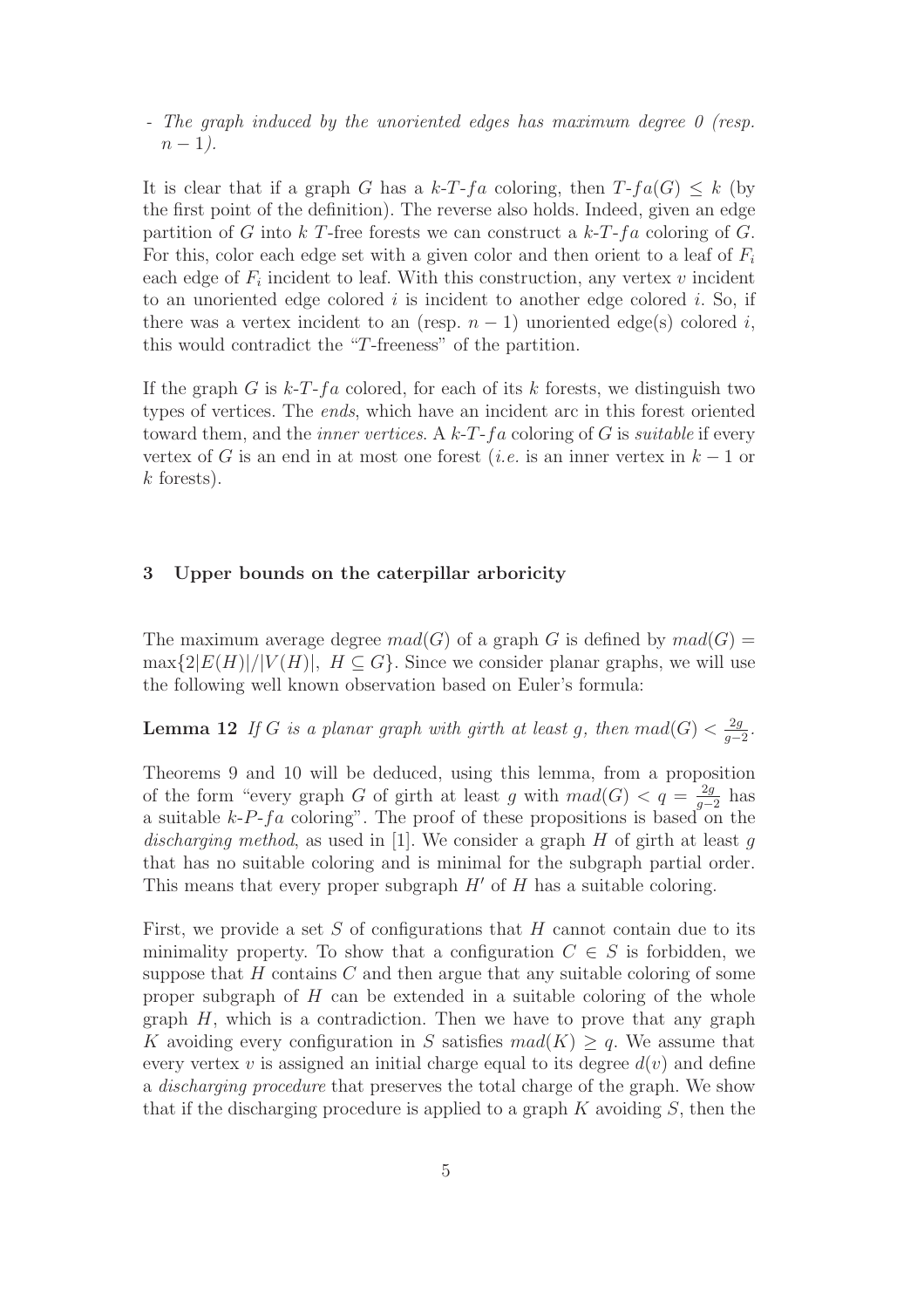- *The graph induced by the unoriented edges has maximum degree 0 (resp. $n-1$).*

It is clear that if a graph $G$ has a $k$-$T$-$fa$ coloring, then $T$-$fa(G) \leq k$ (by the first point of the definition). The reverse also holds. Indeed, given an edge partition of $G$ into $k$ $T$-free forests we can construct a $k$-$T$-$fa$ coloring of $G$. For this, color each edge set with a given color and then orient to a leaf of $F_i$ each edge of $F_i$ incident to leaf. With this construction, any vertex $v$ incident to an unoriented edge colored $i$ is incident to another edge colored $i$. So, if there was a vertex incident to an (resp. $n-1$) unoriented edge(s) colored $i$, this would contradict the "$T$-freeness" of the partition.

If the graph $G$ is $k$-$T$-$fa$ colored, for each of its $k$ forests, we distinguish two types of vertices. The *ends*, which have an incident arc in this forest oriented toward them, and the *inner vertices*. A $k$-$T$-$fa$ coloring of $G$ is *suitable* if every vertex of $G$ is an end in at most one forest (*i.e.* is an inner vertex in $k-1$ or $k$ forests).

## 3 Upper bounds on the caterpillar arboricity

The maximum average degree $mad(G)$ of a graph $G$ is defined by $mad(G) = \max\{2|E(H)|/|V(H)|,\ H \subseteq G\}$. Since we consider planar graphs, we will use the following well known observation based on Euler's formula:

**Lemma 12** *If $G$ is a planar graph with girth at least $g$, then $mad(G) < \frac{2g}{g-2}$.*

Theorems 9 and 10 will be deduced, using this lemma, from a proposition of the form "every graph $G$ of girth at least $g$ with $mad(G) < q = \frac{2g}{g-2}$ has a suitable $k$-$P$-$fa$ coloring". The proof of these propositions is based on the *discharging method*, as used in [1]. We consider a graph $H$ of girth at least $g$ that has no suitable coloring and is minimal for the subgraph partial order. This means that every proper subgraph $H'$ of $H$ has a suitable coloring.

First, we provide a set $S$ of configurations that $H$ cannot contain due to its minimality property. To show that a configuration $C \in S$ is forbidden, we suppose that $H$ contains $C$ and then argue that any suitable coloring of some proper subgraph of $H$ can be extended in a suitable coloring of the whole graph $H$, which is a contradiction. Then we have to prove that any graph $K$ avoiding every configuration in $S$ satisfies $mad(K) \geq q$. We assume that every vertex $v$ is assigned an initial charge equal to its degree $d(v)$ and define a *discharging procedure* that preserves the total charge of the graph. We show that if the discharging procedure is applied to a graph $K$ avoiding $S$, then the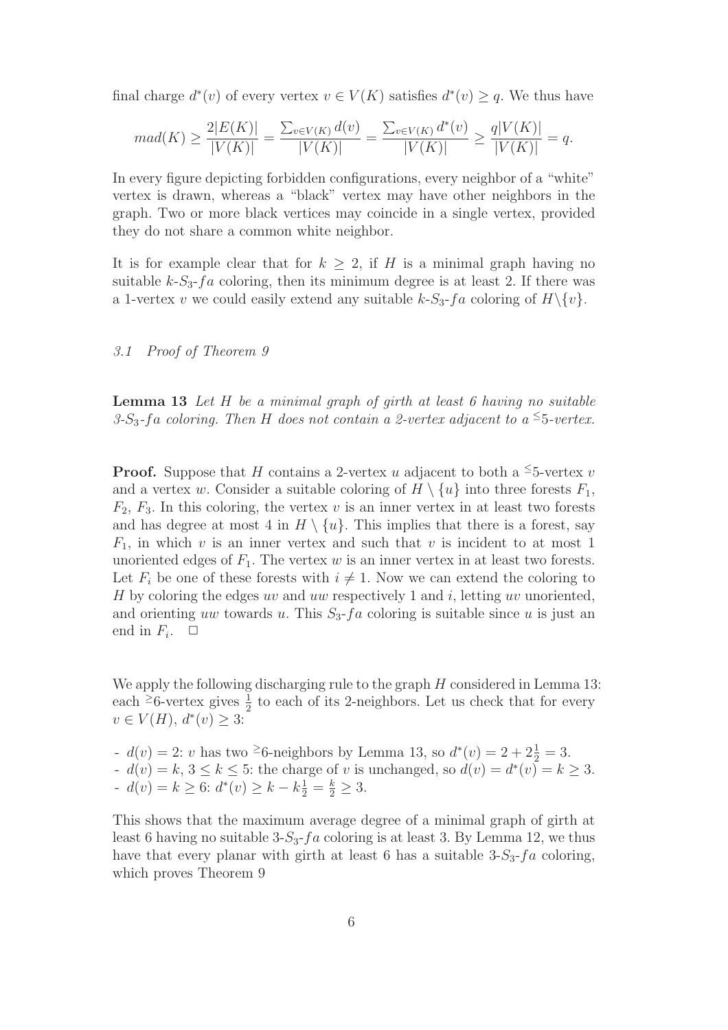final charge $d^*(v)$ of every vertex $v \in V(K)$ satisfies $d^*(v) \geq q$. We thus have

$$mad(K) \geq \frac{2|E(K)|}{|V(K)|} = \frac{\sum_{v \in V(K)} d(v)}{|V(K)|} = \frac{\sum_{v \in V(K)} d^*(v)}{|V(K)|} \geq \frac{q|V(K)|}{|V(K)|} = q.$$

In every figure depicting forbidden configurations, every neighbor of a "white" vertex is drawn, whereas a "black" vertex may have other neighbors in the graph. Two or more black vertices may coincide in a single vertex, provided they do not share a common white neighbor.

It is for example clear that for $k \geq 2$, if $H$ is a minimal graph having no suitable $k$-$S_3$-$fa$ coloring, then its minimum degree is at least 2. If there was a 1-vertex $v$ we could easily extend any suitable $k$-$S_3$-$fa$ coloring of $H \backslash \{v\}$.

### *3.1 Proof of Theorem 9*

**Lemma 13** *Let $H$ be a minimal graph of girth at least 6 having no suitable 3-$S_3$-$fa$ coloring. Then $H$ does not contain a 2-vertex adjacent to a $^{\leq}5$-vertex.*

**Proof.** Suppose that $H$ contains a 2-vertex $u$ adjacent to both a $^{\leq}5$-vertex $v$ and a vertex $w$. Consider a suitable coloring of $H \setminus \{u\}$ into three forests $F_1$, $F_2$, $F_3$. In this coloring, the vertex $v$ is an inner vertex in at least two forests and has degree at most 4 in $H \setminus \{u\}$. This implies that there is a forest, say $F_1$, in which $v$ is an inner vertex and such that $v$ is incident to at most 1 unoriented edges of $F_1$. The vertex $w$ is an inner vertex in at least two forests. Let $F_i$ be one of these forests with $i \neq 1$. Now we can extend the coloring to $H$ by coloring the edges $uv$ and $uw$ respectively 1 and $i$, letting $uv$ unoriented, and orienting $uw$ towards $u$. This $S_3$-$fa$ coloring is suitable since $u$ is just an end in $F_i$. □

We apply the following discharging rule to the graph $H$ considered in Lemma 13: each $^{\geq}6$-vertex gives $\frac{1}{2}$ to each of its 2-neighbors. Let us check that for every $v \in V(H)$, $d^*(v) \geq 3$:

- $d(v) = 2$: $v$ has two $^{\geq}6$-neighbors by Lemma 13, so $d^*(v) = 2 + 2\frac{1}{2} = 3$.
- $d(v) = k$, $3 \leq k \leq 5$: the charge of $v$ is unchanged, so $d(v) = d^*(v) = k \geq 3$.
- $d(v) = k \geq 6$: $d^*(v) \geq k - k\frac{1}{2} = \frac{k}{2} \geq 3$.

This shows that the maximum average degree of a minimal graph of girth at least 6 having no suitable 3-$S_3$-$fa$ coloring is at least 3. By Lemma 12, we thus have that every planar with girth at least 6 has a suitable 3-$S_3$-$fa$ coloring, which proves Theorem 9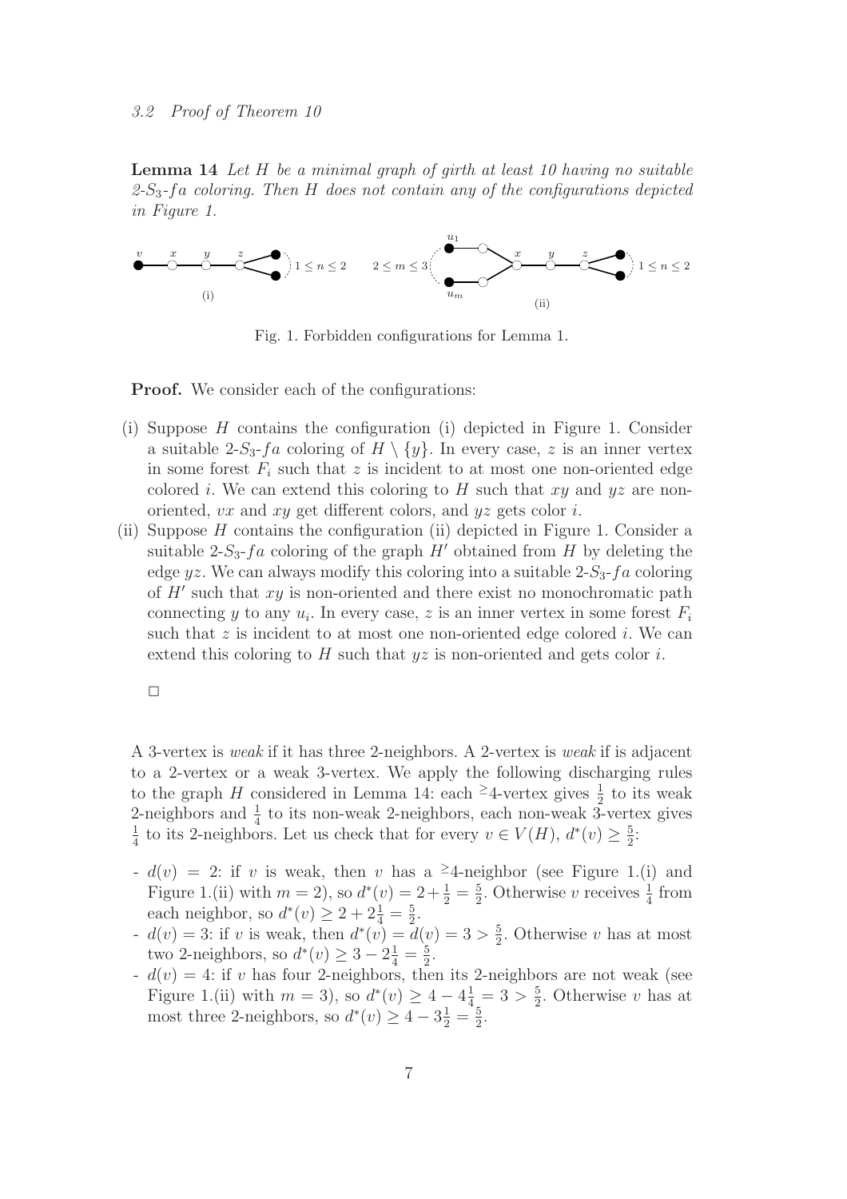*3.2 Proof of Theorem 10*

**Lemma 14** *Let $H$ be a minimal graph of girth at least 10 having no suitable 2-$S_3$-$fa$ coloring. Then $H$ does not contain any of the configurations depicted in Figure 1.*

Fig. 1. Forbidden configurations for Lemma 1.

**Proof.** We consider each of the configurations:

(i) Suppose $H$ contains the configuration (i) depicted in Figure 1. Consider a suitable 2-$S_3$-$fa$ coloring of $H \setminus \{y\}$. In every case, $z$ is an inner vertex in some forest $F_i$ such that $z$ is incident to at most one non-oriented edge colored $i$. We can extend this coloring to $H$ such that $xy$ and $yz$ are non-oriented, $vx$ and $xy$ get different colors, and $yz$ gets color $i$.

(ii) Suppose $H$ contains the configuration (ii) depicted in Figure 1. Consider a suitable 2-$S_3$-$fa$ coloring of the graph $H'$ obtained from $H$ by deleting the edge $yz$. We can always modify this coloring into a suitable 2-$S_3$-$fa$ coloring of $H'$ such that $xy$ is non-oriented and there exist no monochromatic path connecting $y$ to any $u_i$. In every case, $z$ is an inner vertex in some forest $F_i$ such that $z$ is incident to at most one non-oriented edge colored $i$. We can extend this coloring to $H$ such that $yz$ is non-oriented and gets color $i$.

□

A 3-vertex is *weak* if it has three 2-neighbors. A 2-vertex is *weak* if is adjacent to a 2-vertex or a weak 3-vertex. We apply the following discharging rules to the graph $H$ considered in Lemma 14: each $^{\geq}4$-vertex gives $\frac{1}{2}$ to its weak 2-neighbors and $\frac{1}{4}$ to its non-weak 2-neighbors, each non-weak 3-vertex gives $\frac{1}{4}$ to its 2-neighbors. Let us check that for every $v \in V(H)$, $d^*(v) \geq \frac{5}{2}$:

- $d(v) = 2$: if $v$ is weak, then $v$ has a $^{\geq}4$-neighbor (see Figure 1.(i) and Figure 1.(ii) with $m = 2$), so $d^*(v) = 2 + \frac{1}{2} = \frac{5}{2}$. Otherwise $v$ receives $\frac{1}{4}$ from each neighbor, so $d^*(v) \geq 2 + 2\frac{1}{4} = \frac{5}{2}$.
- $d(v) = 3$: if $v$ is weak, then $d^*(v) = d(v) = 3 > \frac{5}{2}$. Otherwise $v$ has at most two 2-neighbors, so $d^*(v) \geq 3 - 2\frac{1}{4} = \frac{5}{2}$.
- $d(v) = 4$: if $v$ has four 2-neighbors, then its 2-neighbors are not weak (see Figure 1.(ii) with $m = 3$), so $d^*(v) \geq 4 - 4\frac{1}{4} = 3 > \frac{5}{2}$. Otherwise $v$ has at most three 2-neighbors, so $d^*(v) \geq 4 - 3\frac{1}{2} = \frac{5}{2}$.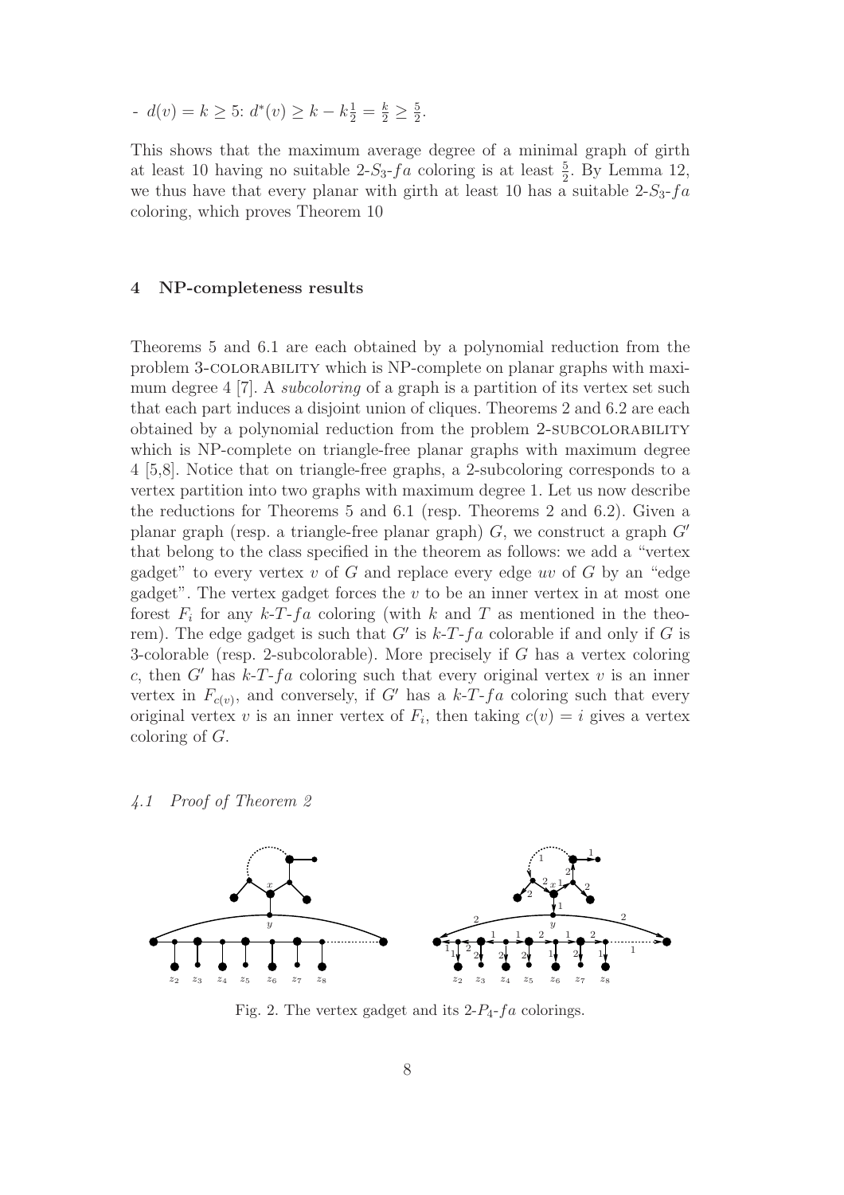- $d(v) = k \geq 5$: $d^*(v) \geq k - k\frac{1}{2} = \frac{k}{2} \geq \frac{5}{2}$.

This shows that the maximum average degree of a minimal graph of girth at least 10 having no suitable $2$-$S_3$-$fa$ coloring is at least $\frac{5}{2}$. By Lemma 12, we thus have that every planar with girth at least 10 has a suitable $2$-$S_3$-$fa$ coloring, which proves Theorem 10

## 4 NP-completeness results

Theorems 5 and 6.1 are each obtained by a polynomial reduction from the problem 3-COLORABILITY which is NP-complete on planar graphs with maximum degree 4 [7]. A *subcoloring* of a graph is a partition of its vertex set such that each part induces a disjoint union of cliques. Theorems 2 and 6.2 are each obtained by a polynomial reduction from the problem 2-SUBCOLORABILITY which is NP-complete on triangle-free planar graphs with maximum degree 4 [5,8]. Notice that on triangle-free graphs, a 2-subcoloring corresponds to a vertex partition into two graphs with maximum degree 1. Let us now describe the reductions for Theorems 5 and 6.1 (resp. Theorems 2 and 6.2). Given a planar graph (resp. a triangle-free planar graph) $G$, we construct a graph $G'$ that belong to the class specified in the theorem as follows: we add a "vertex gadget" to every vertex $v$ of $G$ and replace every edge $uv$ of $G$ by an "edge gadget". The vertex gadget forces the $v$ to be an inner vertex in at most one forest $F_i$ for any $k$-$T$-$fa$ coloring (with $k$ and $T$ as mentioned in the theorem). The edge gadget is such that $G'$ is $k$-$T$-$fa$ colorable if and only if $G$ is 3-colorable (resp. 2-subcolorable). More precisely if $G$ has a vertex coloring $c$, then $G'$ has $k$-$T$-$fa$ coloring such that every original vertex $v$ is an inner vertex in $F_{c(v)}$, and conversely, if $G'$ has a $k$-$T$-$fa$ coloring such that every original vertex $v$ is an inner vertex of $F_i$, then taking $c(v) = i$ gives a vertex coloring of $G$.

### 4.1 Proof of Theorem 2

Fig. 2. The vertex gadget and its $2$-$P_4$-$fa$ colorings.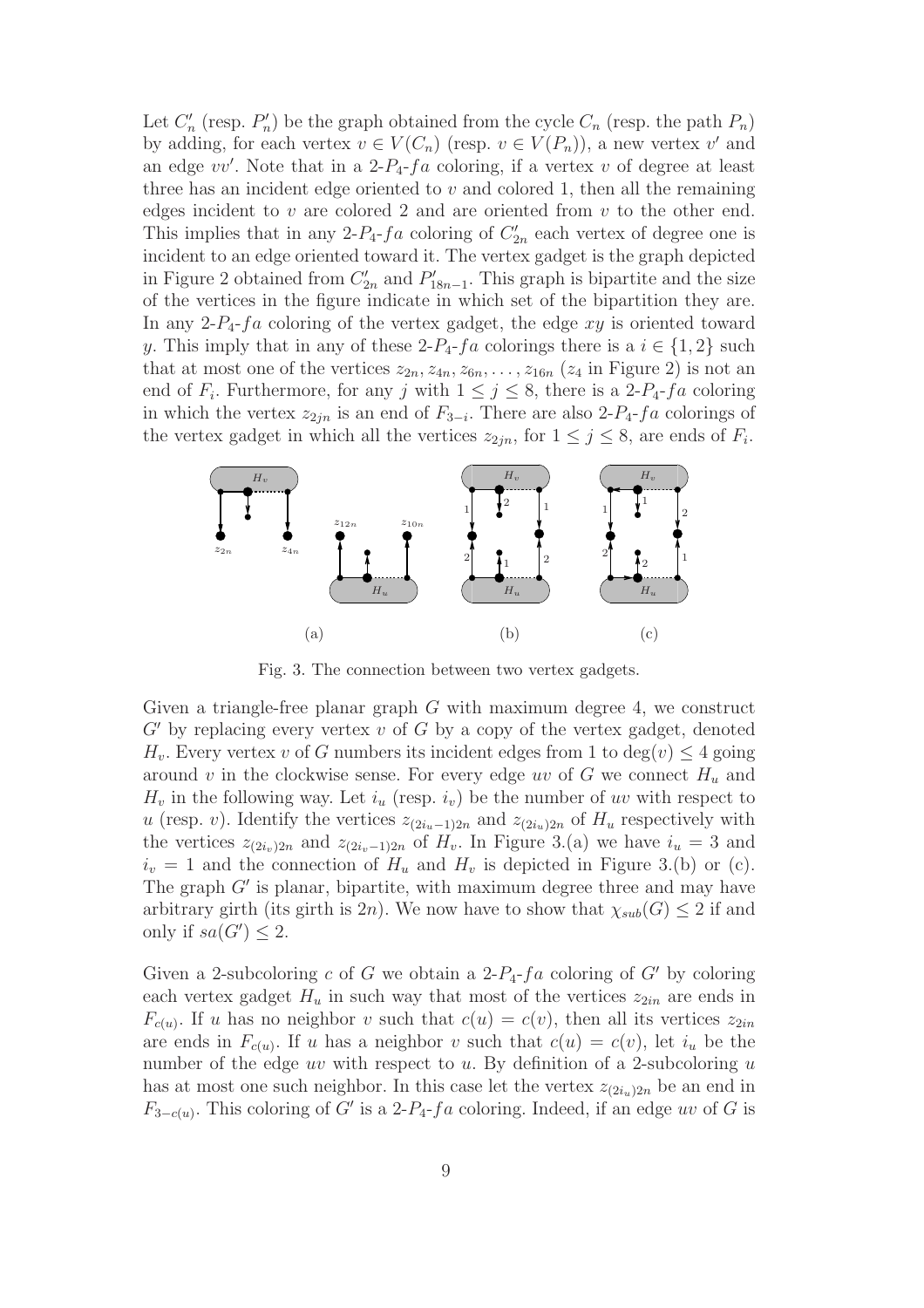Let $C'_n$ (resp. $P'_n$) be the graph obtained from the cycle $C_n$ (resp. the path $P_n$) by adding, for each vertex $v \in V(C_n)$ (resp. $v \in V(P_n)$), a new vertex $v'$ and an edge $vv'$. Note that in a 2-$P_4$-$fa$ coloring, if a vertex $v$ of degree at least three has an incident edge oriented to $v$ and colored 1, then all the remaining edges incident to $v$ are colored 2 and are oriented from $v$ to the other end. This implies that in any 2-$P_4$-$fa$ coloring of $C'_{2n}$ each vertex of degree one is incident to an edge oriented toward it. The vertex gadget is the graph depicted in Figure 2 obtained from $C'_{2n}$ and $P'_{18n-1}$. This graph is bipartite and the size of the vertices in the figure indicate in which set of the bipartition they are. In any 2-$P_4$-$fa$ coloring of the vertex gadget, the edge $xy$ is oriented toward $y$. This imply that in any of these 2-$P_4$-$fa$ colorings there is a $i \in \{1, 2\}$ such that at most one of the vertices $z_{2n}, z_{4n}, z_{6n}, \ldots, z_{16n}$ ($z_4$ in Figure 2) is not an end of $F_i$. Furthermore, for any $j$ with $1 \leq j \leq 8$, there is a 2-$P_4$-$fa$ coloring in which the vertex $z_{2jn}$ is an end of $F_{3-i}$. There are also 2-$P_4$-$fa$ colorings of the vertex gadget in which all the vertices $z_{2jn}$, for $1 \leq j \leq 8$, are ends of $F_i$.

Fig. 3. The connection between two vertex gadgets.

Given a triangle-free planar graph $G$ with maximum degree 4, we construct $G'$ by replacing every vertex $v$ of $G$ by a copy of the vertex gadget, denoted $H_v$. Every vertex $v$ of $G$ numbers its incident edges from 1 to $\deg(v) \leq 4$ going around $v$ in the clockwise sense. For every edge $uv$ of $G$ we connect $H_u$ and $H_v$ in the following way. Let $i_u$ (resp. $i_v$) be the number of $uv$ with respect to $u$ (resp. $v$). Identify the vertices $z_{(2i_u-1)2n}$ and $z_{(2i_u)2n}$ of $H_u$ respectively with the vertices $z_{(2i_v)2n}$ and $z_{(2i_v-1)2n}$ of $H_v$. In Figure 3.(a) we have $i_u = 3$ and $i_v = 1$ and the connection of $H_u$ and $H_v$ is depicted in Figure 3.(b) or (c). The graph $G'$ is planar, bipartite, with maximum degree three and may have arbitrary girth (its girth is $2n$). We now have to show that $\chi_{sub}(G) \leq 2$ if and only if $sa(G') \leq 2$.

Given a 2-subcoloring $c$ of $G$ we obtain a 2-$P_4$-$fa$ coloring of $G'$ by coloring each vertex gadget $H_u$ in such way that most of the vertices $z_{2in}$ are ends in $F_{c(u)}$. If $u$ has no neighbor $v$ such that $c(u) = c(v)$, then all its vertices $z_{2in}$ are ends in $F_{c(u)}$. If $u$ has a neighbor $v$ such that $c(u) = c(v)$, let $i_u$ be the number of the edge $uv$ with respect to $u$. By definition of a 2-subcoloring $u$ has at most one such neighbor. In this case let the vertex $z_{(2i_u)2n}$ be an end in $F_{3-c(u)}$. This coloring of $G'$ is a 2-$P_4$-$fa$ coloring. Indeed, if an edge $uv$ of $G$ is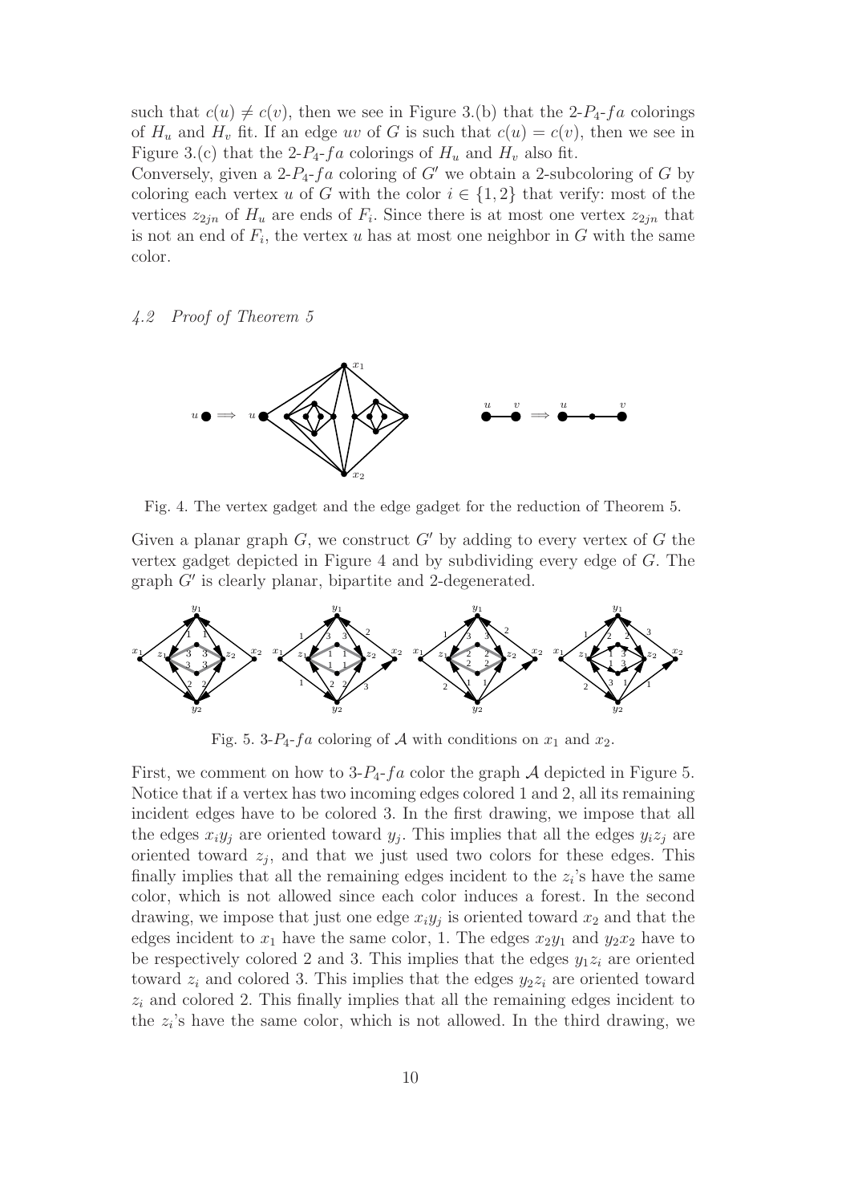such that $c(u) \neq c(v)$, then we see in Figure 3.(b) that the 2-$P_4$-$fa$ colorings of $H_u$ and $H_v$ fit. If an edge $uv$ of $G$ is such that $c(u) = c(v)$, then we see in Figure 3.(c) that the 2-$P_4$-$fa$ colorings of $H_u$ and $H_v$ also fit.
Conversely, given a 2-$P_4$-$fa$ coloring of $G'$ we obtain a 2-subcoloring of $G$ by coloring each vertex $u$ of $G$ with the color $i \in \{1, 2\}$ that verify: most of the vertices $z_{2jn}$ of $H_u$ are ends of $F_i$. Since there is at most one vertex $z_{2jn}$ that is not an end of $F_i$, the vertex $u$ has at most one neighbor in $G$ with the same color.

### *4.2 Proof of Theorem 5*

Fig. 4. The vertex gadget and the edge gadget for the reduction of Theorem 5.

Given a planar graph $G$, we construct $G'$ by adding to every vertex of $G$ the vertex gadget depicted in Figure 4 and by subdividing every edge of $G$. The graph $G'$ is clearly planar, bipartite and 2-degenerated.

Fig. 5. 3-$P_4$-$fa$ coloring of $\mathcal{A}$ with conditions on $x_1$ and $x_2$.

First, we comment on how to 3-$P_4$-$fa$ color the graph $\mathcal{A}$ depicted in Figure 5. Notice that if a vertex has two incoming edges colored 1 and 2, all its remaining incident edges have to be colored 3. In the first drawing, we impose that all the edges $x_iy_j$ are oriented toward $y_j$. This implies that all the edges $y_iz_j$ are oriented toward $z_j$, and that we just used two colors for these edges. This finally implies that all the remaining edges incident to the $z_i$'s have the same color, which is not allowed since each color induces a forest. In the second drawing, we impose that just one edge $x_iy_j$ is oriented toward $x_2$ and that the edges incident to $x_1$ have the same color, 1. The edges $x_2y_1$ and $y_2x_2$ have to be respectively colored 2 and 3. This implies that the edges $y_1z_i$ are oriented toward $z_i$ and colored 3. This implies that the edges $y_2z_i$ are oriented toward $z_i$ and colored 2. This finally implies that all the remaining edges incident to the $z_i$'s have the same color, which is not allowed. In the third drawing, we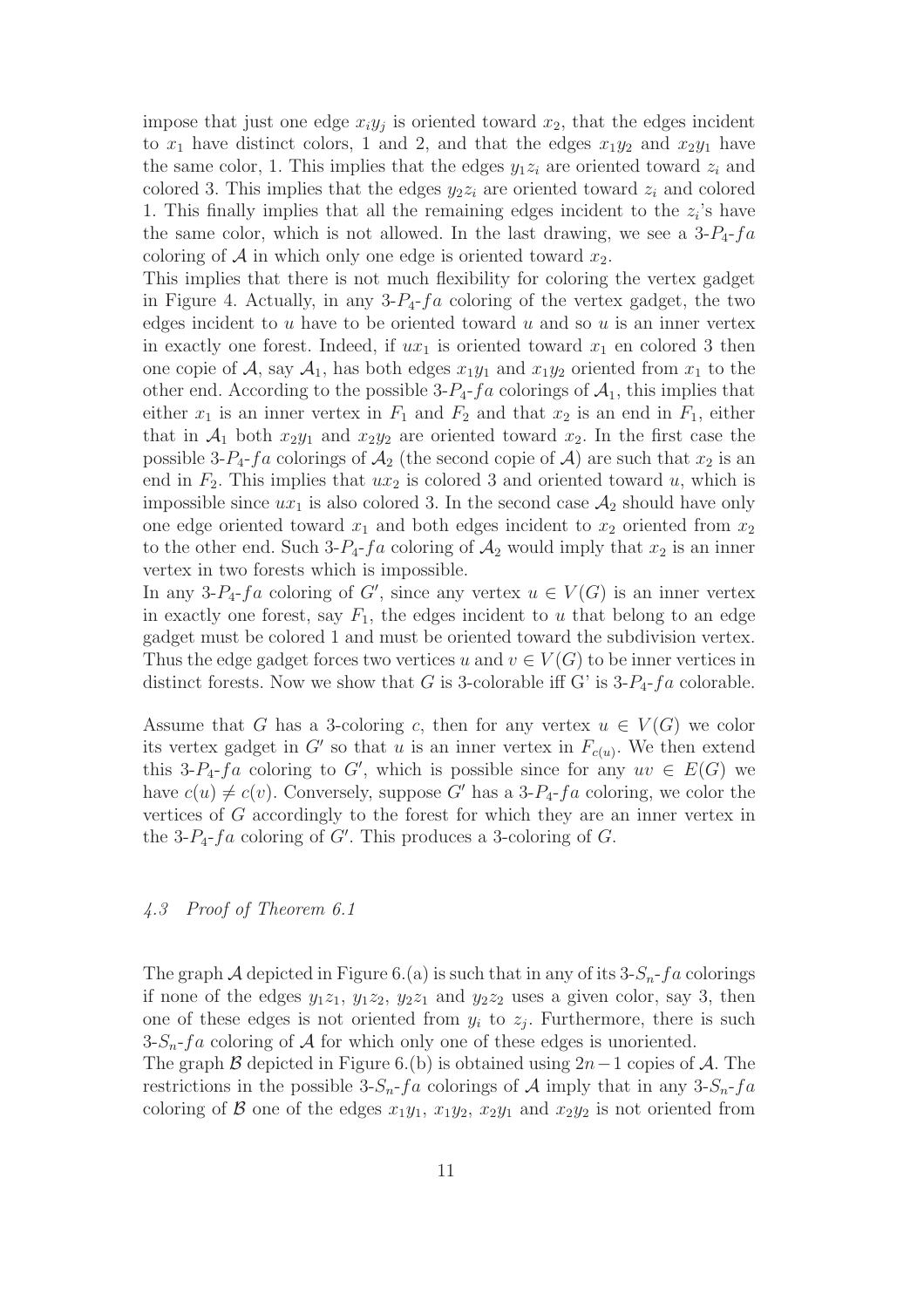impose that just one edge $x_iy_j$ is oriented toward $x_2$, that the edges incident to $x_1$ have distinct colors, 1 and 2, and that the edges $x_1y_2$ and $x_2y_1$ have the same color, 1. This implies that the edges $y_1z_i$ are oriented toward $z_i$ and colored 3. This implies that the edges $y_2z_i$ are oriented toward $z_i$ and colored 1. This finally implies that all the remaining edges incident to the $z_i$'s have the same color, which is not allowed. In the last drawing, we see a 3-$P_4$-$fa$ coloring of $\mathcal{A}$ in which only one edge is oriented toward $x_2$.

This implies that there is not much flexibility for coloring the vertex gadget in Figure 4. Actually, in any 3-$P_4$-$fa$ coloring of the vertex gadget, the two edges incident to $u$ have to be oriented toward $u$ and so $u$ is an inner vertex in exactly one forest. Indeed, if $ux_1$ is oriented toward $x_1$ en colored 3 then one copie of $\mathcal{A}$, say $\mathcal{A}_1$, has both edges $x_1y_1$ and $x_1y_2$ oriented from $x_1$ to the other end. According to the possible 3-$P_4$-$fa$ colorings of $\mathcal{A}_1$, this implies that either $x_1$ is an inner vertex in $F_1$ and $F_2$ and that $x_2$ is an end in $F_1$, either that in $\mathcal{A}_1$ both $x_2y_1$ and $x_2y_2$ are oriented toward $x_2$. In the first case the possible 3-$P_4$-$fa$ colorings of $\mathcal{A}_2$ (the second copie of $\mathcal{A}$) are such that $x_2$ is an end in $F_2$. This implies that $ux_2$ is colored 3 and oriented toward $u$, which is impossible since $ux_1$ is also colored 3. In the second case $\mathcal{A}_2$ should have only one edge oriented toward $x_1$ and both edges incident to $x_2$ oriented from $x_2$ to the other end. Such 3-$P_4$-$fa$ coloring of $\mathcal{A}_2$ would imply that $x_2$ is an inner vertex in two forests which is impossible.

In any 3-$P_4$-$fa$ coloring of $G'$, since any vertex $u \in V(G)$ is an inner vertex in exactly one forest, say $F_1$, the edges incident to $u$ that belong to an edge gadget must be colored 1 and must be oriented toward the subdivision vertex. Thus the edge gadget forces two vertices $u$ and $v \in V(G)$ to be inner vertices in distinct forests. Now we show that $G$ is 3-colorable iff G' is 3-$P_4$-$fa$ colorable.

Assume that $G$ has a 3-coloring $c$, then for any vertex $u \in V(G)$ we color its vertex gadget in $G'$ so that $u$ is an inner vertex in $F_{c(u)}$. We then extend this 3-$P_4$-$fa$ coloring to $G'$, which is possible since for any $uv \in E(G)$ we have $c(u) \neq c(v)$. Conversely, suppose $G'$ has a 3-$P_4$-$fa$ coloring, we color the vertices of $G$ accordingly to the forest for which they are an inner vertex in the 3-$P_4$-$fa$ coloring of $G'$. This produces a 3-coloring of $G$.

### *4.3 Proof of Theorem 6.1*

The graph $\mathcal{A}$ depicted in Figure 6.(a) is such that in any of its 3-$S_n$-$fa$ colorings if none of the edges $y_1z_1$, $y_1z_2$, $y_2z_1$ and $y_2z_2$ uses a given color, say 3, then one of these edges is not oriented from $y_i$ to $z_j$. Furthermore, there is such 3-$S_n$-$fa$ coloring of $\mathcal{A}$ for which only one of these edges is unoriented.

The graph $\mathcal{B}$ depicted in Figure 6.(b) is obtained using $2n-1$ copies of $\mathcal{A}$. The restrictions in the possible 3-$S_n$-$fa$ colorings of $\mathcal{A}$ imply that in any 3-$S_n$-$fa$ coloring of $\mathcal{B}$ one of the edges $x_1y_1$, $x_1y_2$, $x_2y_1$ and $x_2y_2$ is not oriented from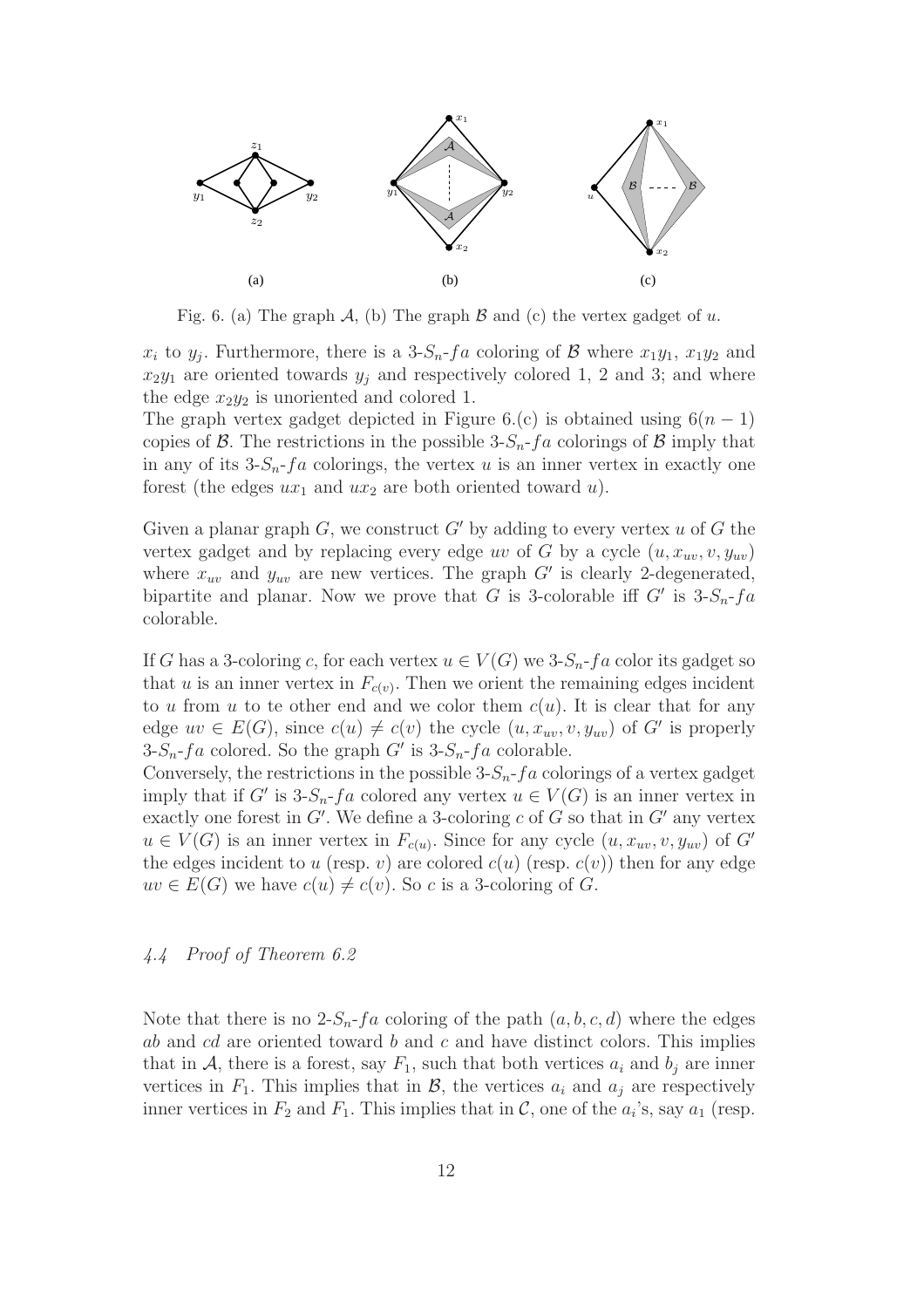Fig. 6. (a) The graph $\mathcal{A}$, (b) The graph $\mathcal{B}$ and (c) the vertex gadget of $u$.

$x_i$ to $y_j$. Furthermore, there is a 3-$S_n$-$fa$ coloring of $\mathcal{B}$ where $x_1y_1$, $x_1y_2$ and $x_2y_1$ are oriented towards $y_j$ and respectively colored 1, 2 and 3; and where the edge $x_2y_2$ is unoriented and colored 1.
The graph vertex gadget depicted in Figure 6.(c) is obtained using $6(n-1)$ copies of $\mathcal{B}$. The restrictions in the possible 3-$S_n$-$fa$ colorings of $\mathcal{B}$ imply that in any of its 3-$S_n$-$fa$ colorings, the vertex $u$ is an inner vertex in exactly one forest (the edges $ux_1$ and $ux_2$ are both oriented toward $u$).

Given a planar graph $G$, we construct $G'$ by adding to every vertex $u$ of $G$ the vertex gadget and by replacing every edge $uv$ of $G$ by a cycle $(u, x_{uv}, v, y_{uv})$ where $x_{uv}$ and $y_{uv}$ are new vertices. The graph $G'$ is clearly 2-degenerated, bipartite and planar. Now we prove that $G$ is 3-colorable iff $G'$ is 3-$S_n$-$fa$ colorable.

If $G$ has a 3-coloring $c$, for each vertex $u \in V(G)$ we 3-$S_n$-$fa$ color its gadget so that $u$ is an inner vertex in $F_{c(v)}$. Then we orient the remaining edges incident to $u$ from $u$ to te other end and we color them $c(u)$. It is clear that for any edge $uv \in E(G)$, since $c(u) \neq c(v)$ the cycle $(u, x_{uv}, v, y_{uv})$ of $G'$ is properly 3-$S_n$-$fa$ colored. So the graph $G'$ is 3-$S_n$-$fa$ colorable.
Conversely, the restrictions in the possible 3-$S_n$-$fa$ colorings of a vertex gadget imply that if $G'$ is 3-$S_n$-$fa$ colored any vertex $u \in V(G)$ is an inner vertex in exactly one forest in $G'$. We define a 3-coloring $c$ of $G$ so that in $G'$ any vertex $u \in V(G)$ is an inner vertex in $F_{c(u)}$. Since for any cycle $(u, x_{uv}, v, y_{uv})$ of $G'$ the edges incident to $u$ (resp. $v$) are colored $c(u)$ (resp. $c(v)$) then for any edge $uv \in E(G)$ we have $c(u) \neq c(v)$. So $c$ is a 3-coloring of $G$.

### *4.4 Proof of Theorem 6.2*

Note that there is no 2-$S_n$-$fa$ coloring of the path $(a, b, c, d)$ where the edges $ab$ and $cd$ are oriented toward $b$ and $c$ and have distinct colors. This implies that in $\mathcal{A}$, there is a forest, say $F_1$, such that both vertices $a_i$ and $b_j$ are inner vertices in $F_1$. This implies that in $\mathcal{B}$, the vertices $a_i$ and $a_j$ are respectively inner vertices in $F_2$ and $F_1$. This implies that in $\mathcal{C}$, one of the $a_i$'s, say $a_1$ (resp.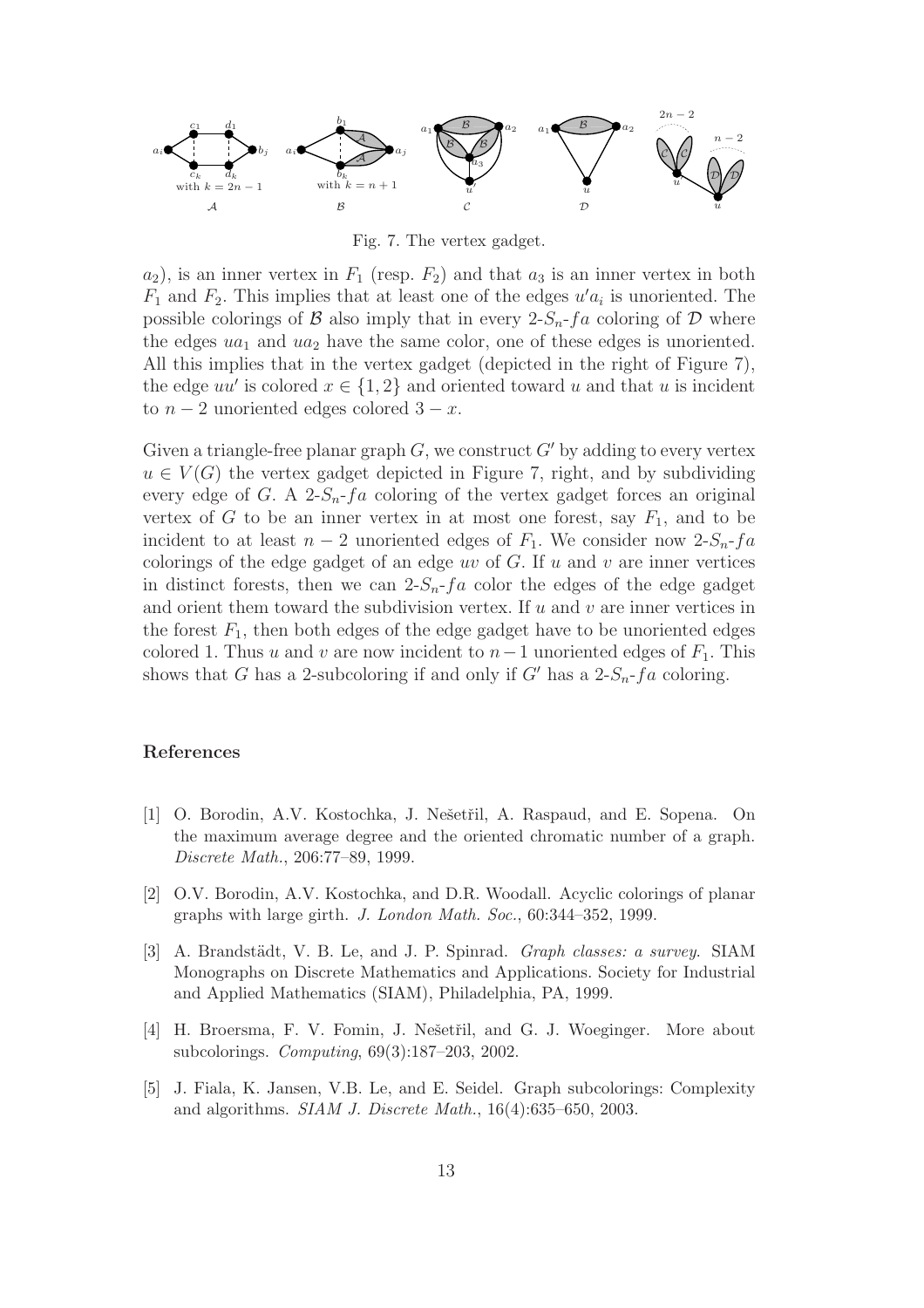Fig. 7. The vertex gadget.

$a_2$), is an inner vertex in $F_1$ (resp. $F_2$) and that $a_3$ is an inner vertex in both $F_1$ and $F_2$. This implies that at least one of the edges $u'a_i$ is unoriented. The possible colorings of $\mathcal{B}$ also imply that in every 2-$S_n$-$fa$ coloring of $\mathcal{D}$ where the edges $ua_1$ and $ua_2$ have the same color, one of these edges is unoriented. All this implies that in the vertex gadget (depicted in the right of Figure 7), the edge $uu'$ is colored $x \in \{1, 2\}$ and oriented toward $u$ and that $u$ is incident to $n - 2$ unoriented edges colored $3 - x$.

Given a triangle-free planar graph $G$, we construct $G'$ by adding to every vertex $u \in V(G)$ the vertex gadget depicted in Figure 7, right, and by subdividing every edge of $G$. A 2-$S_n$-$fa$ coloring of the vertex gadget forces an original vertex of $G$ to be an inner vertex in at most one forest, say $F_1$, and to be incident to at least $n - 2$ unoriented edges of $F_1$. We consider now 2-$S_n$-$fa$ colorings of the edge gadget of an edge $uv$ of $G$. If $u$ and $v$ are inner vertices in distinct forests, then we can 2-$S_n$-$fa$ color the edges of the edge gadget and orient them toward the subdivision vertex. If $u$ and $v$ are inner vertices in the forest $F_1$, then both edges of the edge gadget have to be unoriented edges colored 1. Thus $u$ and $v$ are now incident to $n-1$ unoriented edges of $F_1$. This shows that $G$ has a 2-subcoloring if and only if $G'$ has a 2-$S_n$-$fa$ coloring.

## References

[1] O. Borodin, A.V. Kostochka, J. Nešetřil, A. Raspaud, and E. Sopena. On the maximum average degree and the oriented chromatic number of a graph. *Discrete Math.*, 206:77–89, 1999.

[2] O.V. Borodin, A.V. Kostochka, and D.R. Woodall. Acyclic colorings of planar graphs with large girth. *J. London Math. Soc.*, 60:344–352, 1999.

[3] A. Brandstädt, V. B. Le, and J. P. Spinrad. *Graph classes: a survey.* SIAM Monographs on Discrete Mathematics and Applications. Society for Industrial and Applied Mathematics (SIAM), Philadelphia, PA, 1999.

[4] H. Broersma, F. V. Fomin, J. Nešetřil, and G. J. Woeginger. More about subcolorings. *Computing*, 69(3):187–203, 2002.

[5] J. Fiala, K. Jansen, V.B. Le, and E. Seidel. Graph subcolorings: Complexity and algorithms. *SIAM J. Discrete Math.*, 16(4):635–650, 2003.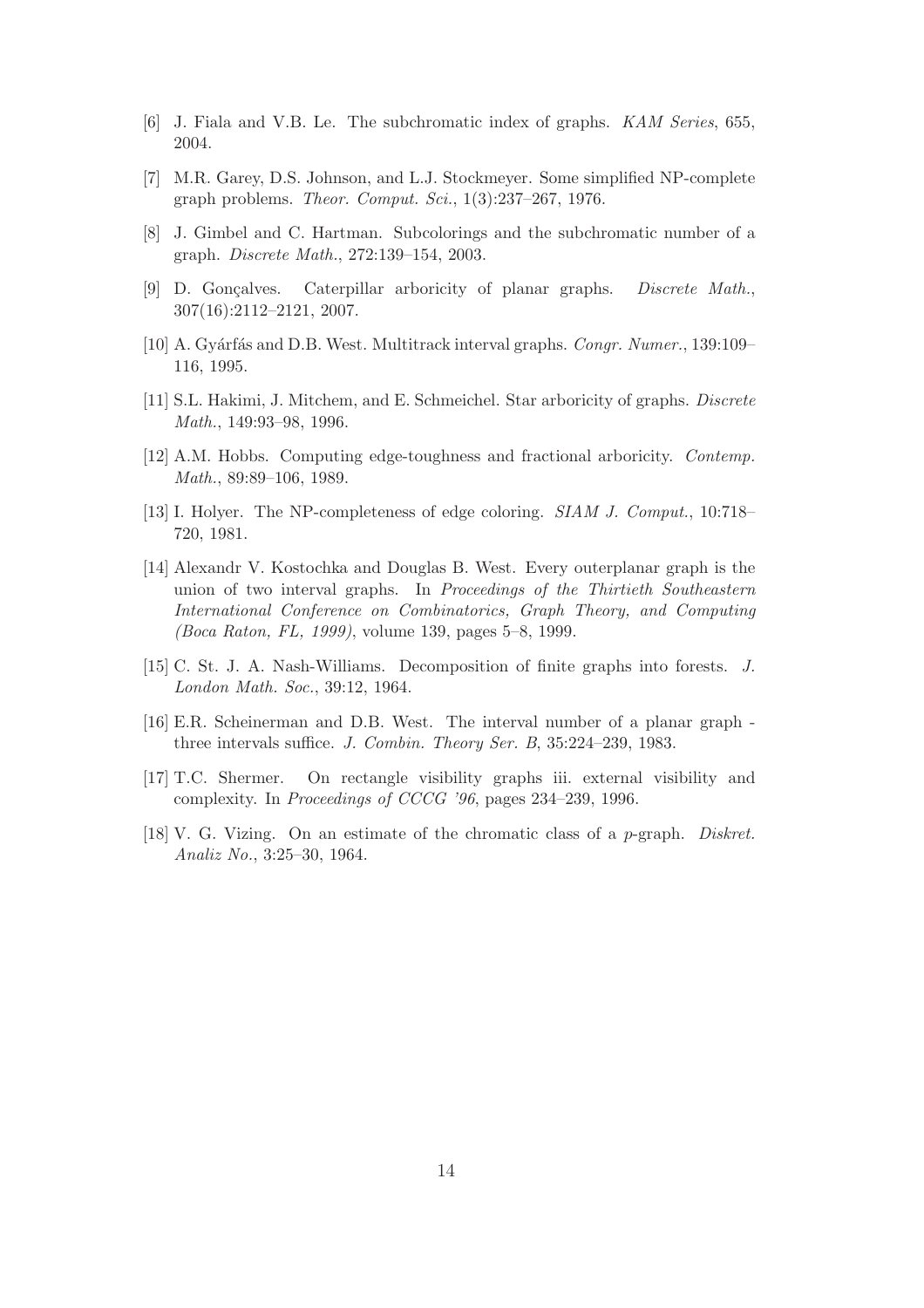[6] J. Fiala and V.B. Le. The subchromatic index of graphs. *KAM Series*, 655, 2004.

[7] M.R. Garey, D.S. Johnson, and L.J. Stockmeyer. Some simplified NP-complete graph problems. *Theor. Comput. Sci.*, 1(3):237–267, 1976.

[8] J. Gimbel and C. Hartman. Subcolorings and the subchromatic number of a graph. *Discrete Math.*, 272:139–154, 2003.

[9] D. Gonçalves. Caterpillar arboricity of planar graphs. *Discrete Math.*, 307(16):2112–2121, 2007.

[10] A. Gyárfás and D.B. West. Multitrack interval graphs. *Congr. Numer.*, 139:109–116, 1995.

[11] S.L. Hakimi, J. Mitchem, and E. Schmeichel. Star arboricity of graphs. *Discrete Math.*, 149:93–98, 1996.

[12] A.M. Hobbs. Computing edge-toughness and fractional arboricity. *Contemp. Math.*, 89:89–106, 1989.

[13] I. Holyer. The NP-completeness of edge coloring. *SIAM J. Comput.*, 10:718–720, 1981.

[14] Alexandr V. Kostochka and Douglas B. West. Every outerplanar graph is the union of two interval graphs. In *Proceedings of the Thirtieth Southeastern International Conference on Combinatorics, Graph Theory, and Computing (Boca Raton, FL, 1999)*, volume 139, pages 5–8, 1999.

[15] C. St. J. A. Nash-Williams. Decomposition of finite graphs into forests. *J. London Math. Soc.*, 39:12, 1964.

[16] E.R. Scheinerman and D.B. West. The interval number of a planar graph - three intervals suffice. *J. Combin. Theory Ser. B*, 35:224–239, 1983.

[17] T.C. Shermer. On rectangle visibility graphs iii. external visibility and complexity. In *Proceedings of CCCG '96*, pages 234–239, 1996.

[18] V. G. Vizing. On an estimate of the chromatic class of a $p$-graph. *Diskret. Analiz No.*, 3:25–30, 1964.